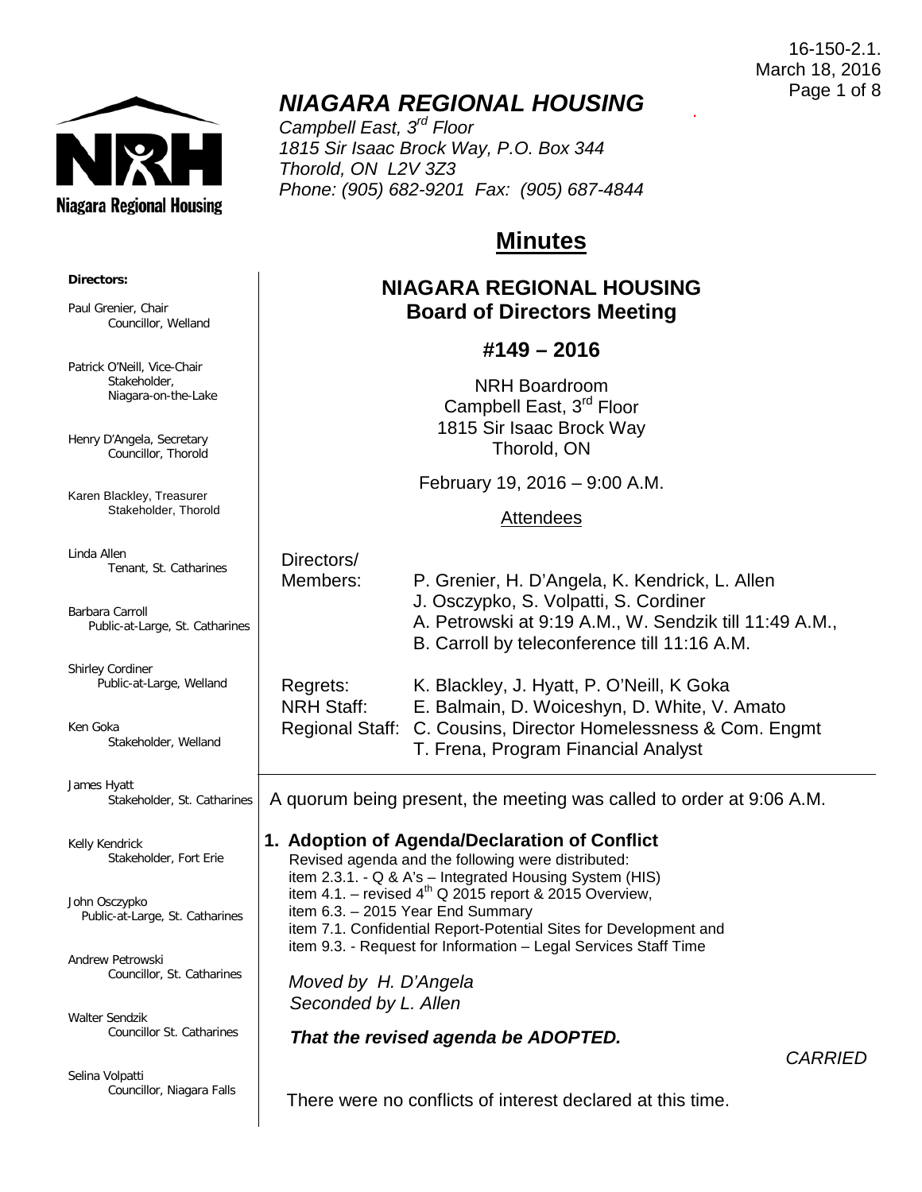16-150-2.1.
March 18, 2016

# *NIAGARA REGIONAL HOUSING*

*Campbell East, 3rd Floor*
*1815 Sir Isaac Brock Way, P.O. Box 344*
*Thorold, ON L2V 3Z3*
*Phone: (905) 682-9201 Fax: (905) 687-4844*

**Directors:**

Paul Grenier, Chair
Councillor, Welland

Patrick O'Neill, Vice-Chair
Stakeholder, Niagara-on-the-Lake

Henry D'Angela, Secretary
Councillor, Thorold

Karen Blackley, Treasurer
Stakeholder, Thorold

Linda Allen
Tenant, St. Catharines

Barbara Carroll
Public-at-Large, St. Catharines

Shirley Cordiner
Public-at-Large, Welland

Ken Goka
Stakeholder, Welland

James Hyatt
Stakeholder, St. Catharines

Kelly Kendrick
Stakeholder, Fort Erie

John Osczypko
Public-at-Large, St. Catharines

Andrew Petrowski
Councillor, St. Catharines

Walter Sendzik
Councillor St. Catharines

Selina Volpatti
Councillor, Niagara Falls

## Minutes

## NIAGARA REGIONAL HOUSING
## Board of Directors Meeting

### #149 – 2016

NRH Boardroom
Campbell East, 3rd Floor
1815 Sir Isaac Brock Way
Thorold, ON

February 19, 2016 – 9:00 A.M.

Attendees

Directors/
Members: P. Grenier, H. D'Angela, K. Kendrick, L. Allen
J. Osczypko, S. Volpatti, S. Cordiner
A. Petrowski at 9:19 A.M., W. Sendzik till 11:49 A.M.,
B. Carroll by teleconference till 11:16 A.M.

Regrets: K. Blackley, J. Hyatt, P. O'Neill, K Goka
NRH Staff: E. Balmain, D. Woiceshyn, D. White, V. Amato
Regional Staff: C. Cousins, Director Homelessness & Com. Engmt
T. Frena, Program Financial Analyst

A quorum being present, the meeting was called to order at 9:06 A.M.

### 1. Adoption of Agenda/Declaration of Conflict

Revised agenda and the following were distributed:
item 2.3.1. - Q & A's – Integrated Housing System (HIS)
item 4.1. – revised 4th Q 2015 report & 2015 Overview,
item 6.3. – 2015 Year End Summary
item 7.1. Confidential Report-Potential Sites for Development and
item 9.3. - Request for Information – Legal Services Staff Time

*Moved by H. D'Angela*
*Seconded by L. Allen*

***That the revised agenda be ADOPTED.***

*CARRIED*

There were no conflicts of interest declared at this time.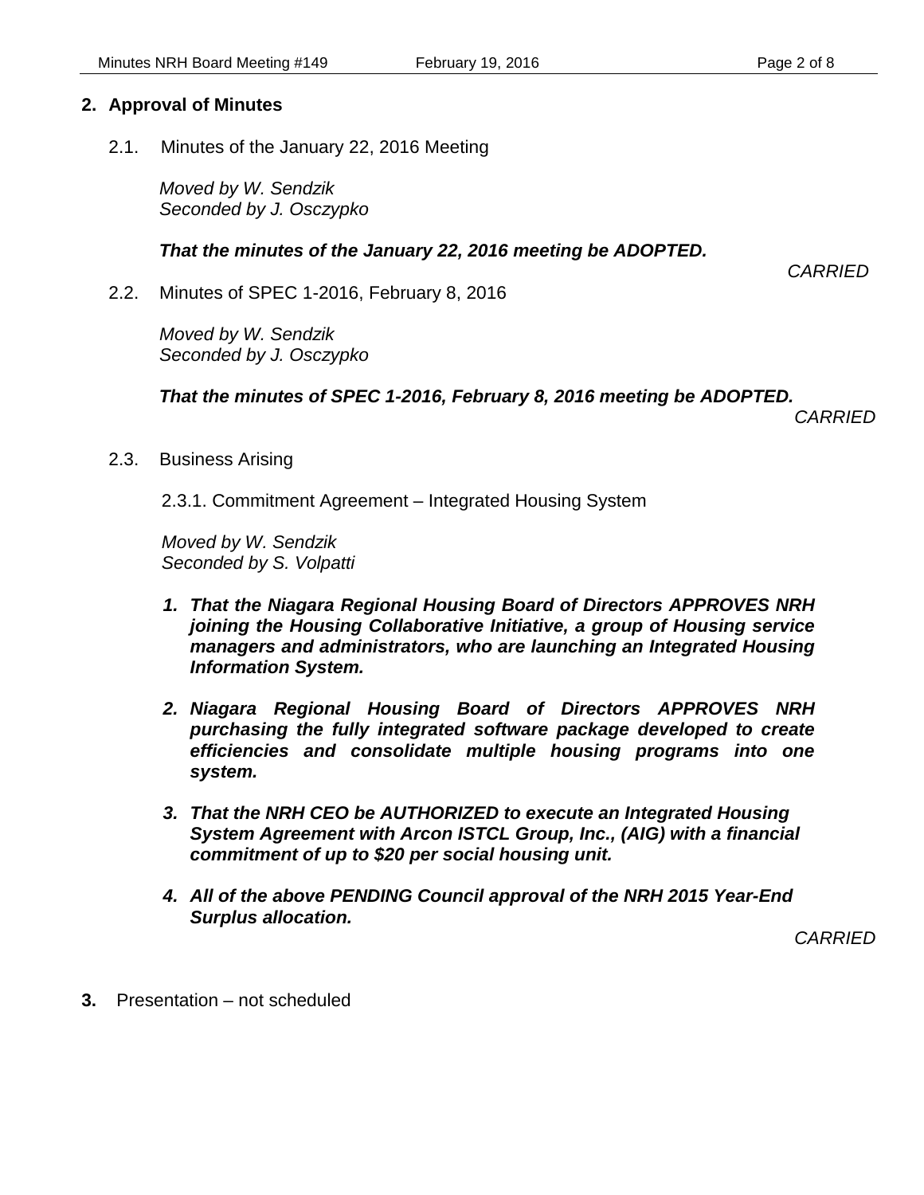## 2. Approval of Minutes

2.1. Minutes of the January 22, 2016 Meeting

*Moved by W. Sendzik*
*Seconded by J. Osczypko*

***That the minutes of the January 22, 2016 meeting be ADOPTED.***

*CARRIED*

2.2. Minutes of SPEC 1-2016, February 8, 2016

*Moved by W. Sendzik*
*Seconded by J. Osczypko*

***That the minutes of SPEC 1-2016, February 8, 2016 meeting be ADOPTED.***

*CARRIED*

2.3. Business Arising

2.3.1. Commitment Agreement – Integrated Housing System

*Moved by W. Sendzik*
*Seconded by S. Volpatti*

1. ***That the Niagara Regional Housing Board of Directors APPROVES NRH joining the Housing Collaborative Initiative, a group of Housing service managers and administrators, who are launching an Integrated Housing Information System.***

2. ***Niagara Regional Housing Board of Directors APPROVES NRH purchasing the fully integrated software package developed to create efficiencies and consolidate multiple housing programs into one system.***

3. ***That the NRH CEO be AUTHORIZED to execute an Integrated Housing System Agreement with Arcon ISTCL Group, Inc., (AIG) with a financial commitment of up to $20 per social housing unit.***

4. ***All of the above PENDING Council approval of the NRH 2015 Year-End Surplus allocation.***

*CARRIED*

**3.** Presentation – not scheduled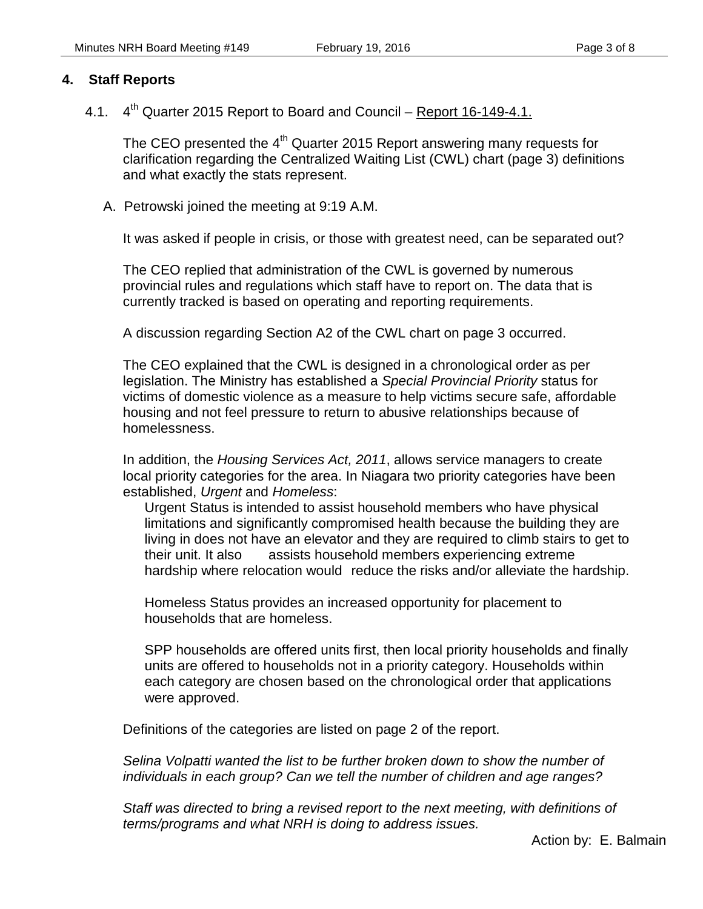## 4. Staff Reports

### 4.1. 4th Quarter 2015 Report to Board and Council – Report 16-149-4.1.

The CEO presented the 4th Quarter 2015 Report answering many requests for clarification regarding the Centralized Waiting List (CWL) chart (page 3) definitions and what exactly the stats represent.

A. Petrowski joined the meeting at 9:19 A.M.

It was asked if people in crisis, or those with greatest need, can be separated out?

The CEO replied that administration of the CWL is governed by numerous provincial rules and regulations which staff have to report on. The data that is currently tracked is based on operating and reporting requirements.

A discussion regarding Section A2 of the CWL chart on page 3 occurred.

The CEO explained that the CWL is designed in a chronological order as per legislation. The Ministry has established a *Special Provincial Priority* status for victims of domestic violence as a measure to help victims secure safe, affordable housing and not feel pressure to return to abusive relationships because of homelessness.

In addition, the *Housing Services Act, 2011*, allows service managers to create local priority categories for the area. In Niagara two priority categories have been established, *Urgent* and *Homeless*:

> Urgent Status is intended to assist household members who have physical limitations and significantly compromised health because the building they are living in does not have an elevator and they are required to climb stairs to get to their unit. It also assists household members experiencing extreme hardship where relocation would reduce the risks and/or alleviate the hardship.
>
> Homeless Status provides an increased opportunity for placement to households that are homeless.
>
> SPP households are offered units first, then local priority households and finally units are offered to households not in a priority category. Households within each category are chosen based on the chronological order that applications were approved.

Definitions of the categories are listed on page 2 of the report.

*Selina Volpatti wanted the list to be further broken down to show the number of individuals in each group? Can we tell the number of children and age ranges?*

*Staff was directed to bring a revised report to the next meeting, with definitions of terms/programs and what NRH is doing to address issues.*

Action by: E. Balmain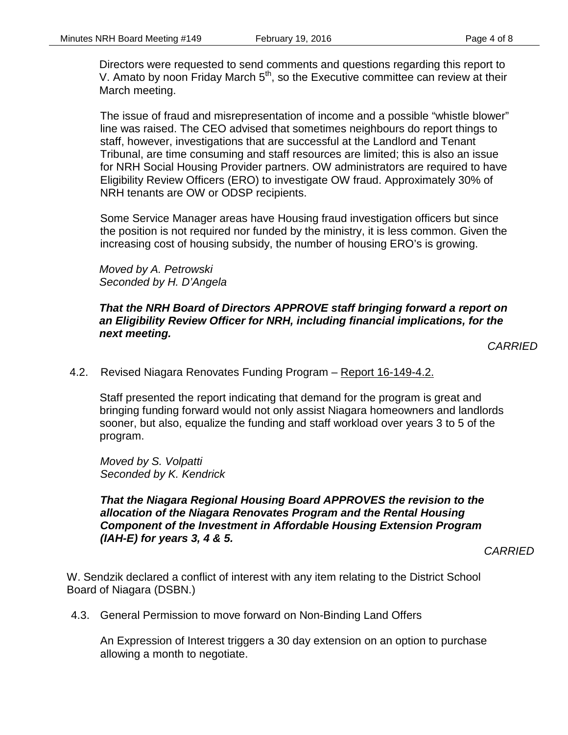Directors were requested to send comments and questions regarding this report to V. Amato by noon Friday March 5th, so the Executive committee can review at their March meeting.

The issue of fraud and misrepresentation of income and a possible "whistle blower" line was raised. The CEO advised that sometimes neighbours do report things to staff, however, investigations that are successful at the Landlord and Tenant Tribunal, are time consuming and staff resources are limited; this is also an issue for NRH Social Housing Provider partners. OW administrators are required to have Eligibility Review Officers (ERO) to investigate OW fraud. Approximately 30% of NRH tenants are OW or ODSP recipients.

Some Service Manager areas have Housing fraud investigation officers but since the position is not required nor funded by the ministry, it is less common. Given the increasing cost of housing subsidy, the number of housing ERO's is growing.

*Moved by A. Petrowski*
*Seconded by H. D'Angela*

***That the NRH Board of Directors APPROVE staff bringing forward a report on an Eligibility Review Officer for NRH, including financial implications, for the next meeting.***

*CARRIED*

4.2. Revised Niagara Renovates Funding Program – Report 16-149-4.2.

Staff presented the report indicating that demand for the program is great and bringing funding forward would not only assist Niagara homeowners and landlords sooner, but also, equalize the funding and staff workload over years 3 to 5 of the program.

*Moved by S. Volpatti*
*Seconded by K. Kendrick*

***That the Niagara Regional Housing Board APPROVES the revision to the allocation of the Niagara Renovates Program and the Rental Housing Component of the Investment in Affordable Housing Extension Program (IAH-E) for years 3, 4 & 5.***

*CARRIED*

W. Sendzik declared a conflict of interest with any item relating to the District School Board of Niagara (DSBN.)

4.3. General Permission to move forward on Non-Binding Land Offers

An Expression of Interest triggers a 30 day extension on an option to purchase allowing a month to negotiate.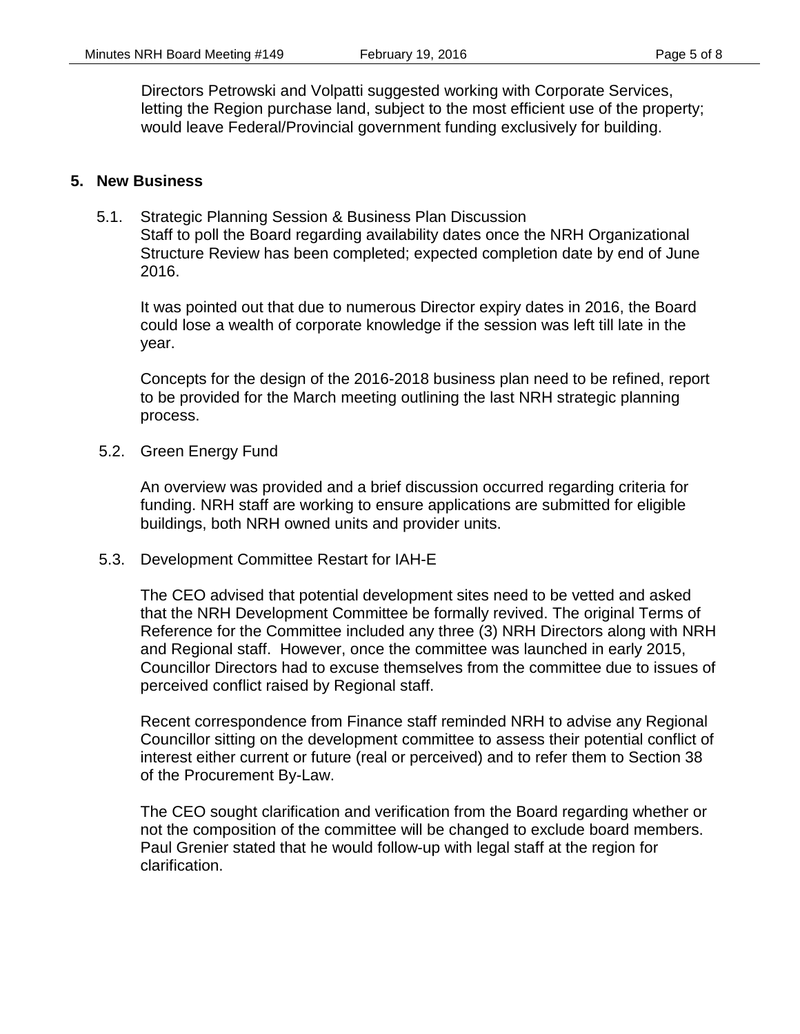Directors Petrowski and Volpatti suggested working with Corporate Services, letting the Region purchase land, subject to the most efficient use of the property; would leave Federal/Provincial government funding exclusively for building.

## 5. New Business

5.1. Strategic Planning Session & Business Plan Discussion

Staff to poll the Board regarding availability dates once the NRH Organizational Structure Review has been completed; expected completion date by end of June 2016.

It was pointed out that due to numerous Director expiry dates in 2016, the Board could lose a wealth of corporate knowledge if the session was left till late in the year.

Concepts for the design of the 2016-2018 business plan need to be refined, report to be provided for the March meeting outlining the last NRH strategic planning process.

5.2. Green Energy Fund

An overview was provided and a brief discussion occurred regarding criteria for funding. NRH staff are working to ensure applications are submitted for eligible buildings, both NRH owned units and provider units.

5.3. Development Committee Restart for IAH-E

The CEO advised that potential development sites need to be vetted and asked that the NRH Development Committee be formally revived. The original Terms of Reference for the Committee included any three (3) NRH Directors along with NRH and Regional staff. However, once the committee was launched in early 2015, Councillor Directors had to excuse themselves from the committee due to issues of perceived conflict raised by Regional staff.

Recent correspondence from Finance staff reminded NRH to advise any Regional Councillor sitting on the development committee to assess their potential conflict of interest either current or future (real or perceived) and to refer them to Section 38 of the Procurement By-Law.

The CEO sought clarification and verification from the Board regarding whether or not the composition of the committee will be changed to exclude board members. Paul Grenier stated that he would follow-up with legal staff at the region for clarification.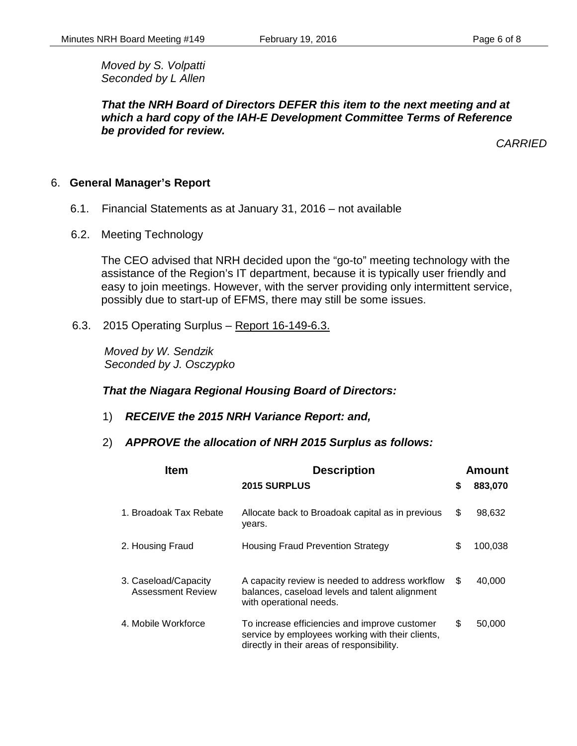*Moved by S. Volpatti*
*Seconded by L Allen*

***That the NRH Board of Directors DEFER this item to the next meeting and at which a hard copy of the IAH-E Development Committee Terms of Reference be provided for review.***

*CARRIED*

## 6. General Manager's Report

6.1. Financial Statements as at January 31, 2016 – not available

6.2. Meeting Technology

The CEO advised that NRH decided upon the "go-to" meeting technology with the assistance of the Region's IT department, because it is typically user friendly and easy to join meetings. However, with the server providing only intermittent service, possibly due to start-up of EFMS, there may still be some issues.

6.3. 2015 Operating Surplus – Report 16-149-6.3.

*Moved by W. Sendzik*
*Seconded by J. Osczypko*

***That the Niagara Regional Housing Board of Directors:***

1) ***RECEIVE the 2015 NRH Variance Report: and,***

2) ***APPROVE the allocation of NRH 2015 Surplus as follows:***

| Item | Description | Amount |
|---|---|---|
| | **2015 SURPLUS** | **$ 883,070** |
| 1. Broadoak Tax Rebate | Allocate back to Broadoak capital as in previous years. | $ 98,632 |
| 2. Housing Fraud | Housing Fraud Prevention Strategy | $ 100,038 |
| 3. Caseload/Capacity Assessment Review | A capacity review is needed to address workflow balances, caseload levels and talent alignment with operational needs. | $ 40,000 |
| 4. Mobile Workforce | To increase efficiencies and improve customer service by employees working with their clients, directly in their areas of responsibility. | $ 50,000 |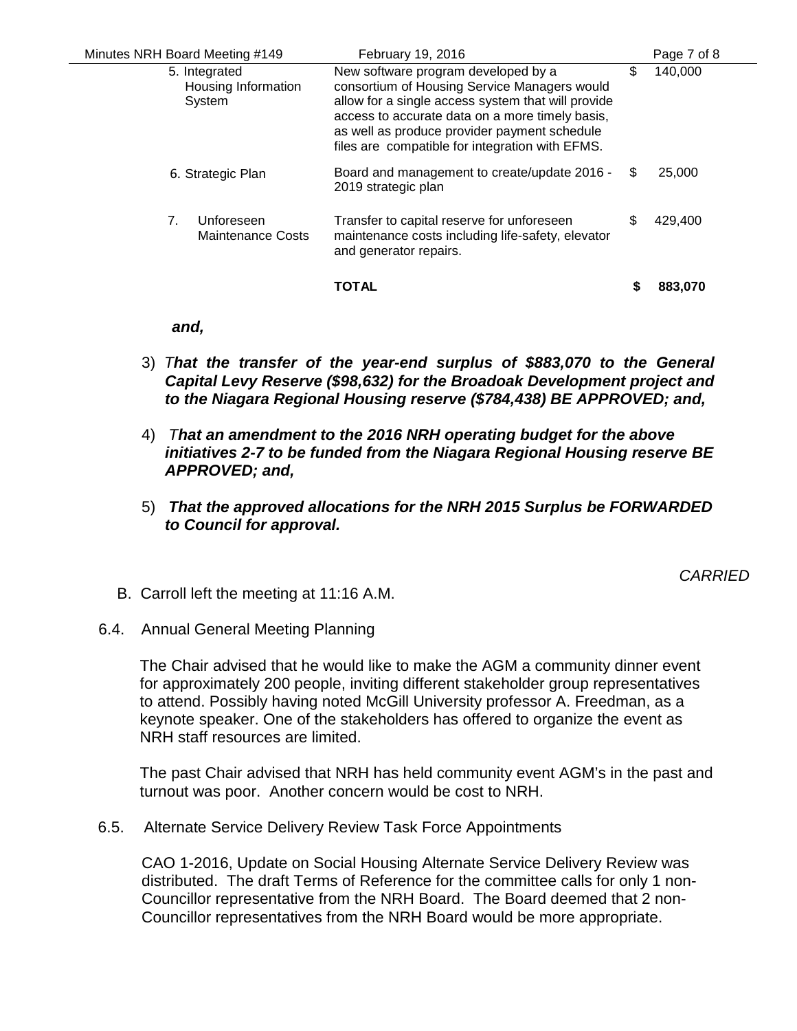| | | |
|---|---|---|
| 5. Integrated Housing Information System | New software program developed by a consortium of Housing Service Managers would allow for a single access system that will provide access to accurate data on a more timely basis, as well as produce provider payment schedule files are compatible for integration with EFMS. | $ 140,000 |
| 6. Strategic Plan | Board and management to create/update 2016 - 2019 strategic plan | $ 25,000 |
| 7. Unforeseen Maintenance Costs | Transfer to capital reserve for unforeseen maintenance costs including life-safety, elevator and generator repairs. | $ 429,400 |
| | **TOTAL** | **$ 883,070** |

***and,***

3) *T**hat the transfer of the year-end surplus of $883,070 to the General Capital Levy Reserve ($98,632) for the Broadoak Development project and to the Niagara Regional Housing reserve ($784,438) BE APPROVED; and,***

4) *T**hat an amendment to the 2016 NRH operating budget for the above initiatives 2-7 to be funded from the Niagara Regional Housing reserve BE APPROVED; and,***

5) ***That the approved allocations for the NRH 2015 Surplus be FORWARDED to Council for approval.***

*CARRIED*

B. Carroll left the meeting at 11:16 A.M.

6.4. Annual General Meeting Planning

The Chair advised that he would like to make the AGM a community dinner event for approximately 200 people, inviting different stakeholder group representatives to attend. Possibly having noted McGill University professor A. Freedman, as a keynote speaker. One of the stakeholders has offered to organize the event as NRH staff resources are limited.

The past Chair advised that NRH has held community event AGM's in the past and turnout was poor. Another concern would be cost to NRH.

6.5. Alternate Service Delivery Review Task Force Appointments

CAO 1-2016, Update on Social Housing Alternate Service Delivery Review was distributed. The draft Terms of Reference for the committee calls for only 1 non-Councillor representative from the NRH Board. The Board deemed that 2 non-Councillor representatives from the NRH Board would be more appropriate.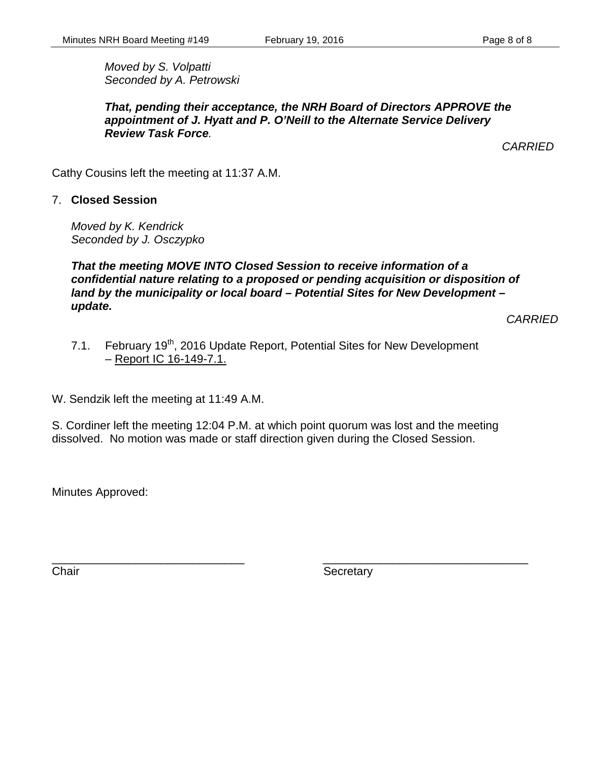*Moved by S. Volpatti*
*Seconded by A. Petrowski*

***That, pending their acceptance, the NRH Board of Directors APPROVE the appointment of J. Hyatt and P. O'Neill to the Alternate Service Delivery Review Task Force****.*

*CARRIED*

Cathy Cousins left the meeting at 11:37 A.M.

7. **Closed Session**

*Moved by K. Kendrick*
*Seconded by J. Osczypko*

***That the meeting MOVE INTO Closed Session to receive information of a confidential nature relating to a proposed or pending acquisition or disposition of land by the municipality or local board – Potential Sites for New Development – update.***

*CARRIED*

7.1. February 19th, 2016 Update Report, Potential Sites for New Development – Report IC 16-149-7.1.

W. Sendzik left the meeting at 11:49 A.M.

S. Cordiner left the meeting 12:04 P.M. at which point quorum was lost and the meeting dissolved. No motion was made or staff direction given during the Closed Session.

Minutes Approved:

\_\_\_\_\_\_\_\_\_\_\_\_\_\_\_\_\_\_\_\_\_\_\_\_\_\_\_\_\_\_ \_\_\_\_\_\_\_\_\_\_\_\_\_\_\_\_\_\_\_\_\_\_\_\_\_\_\_\_\_\_
Chair Secretary